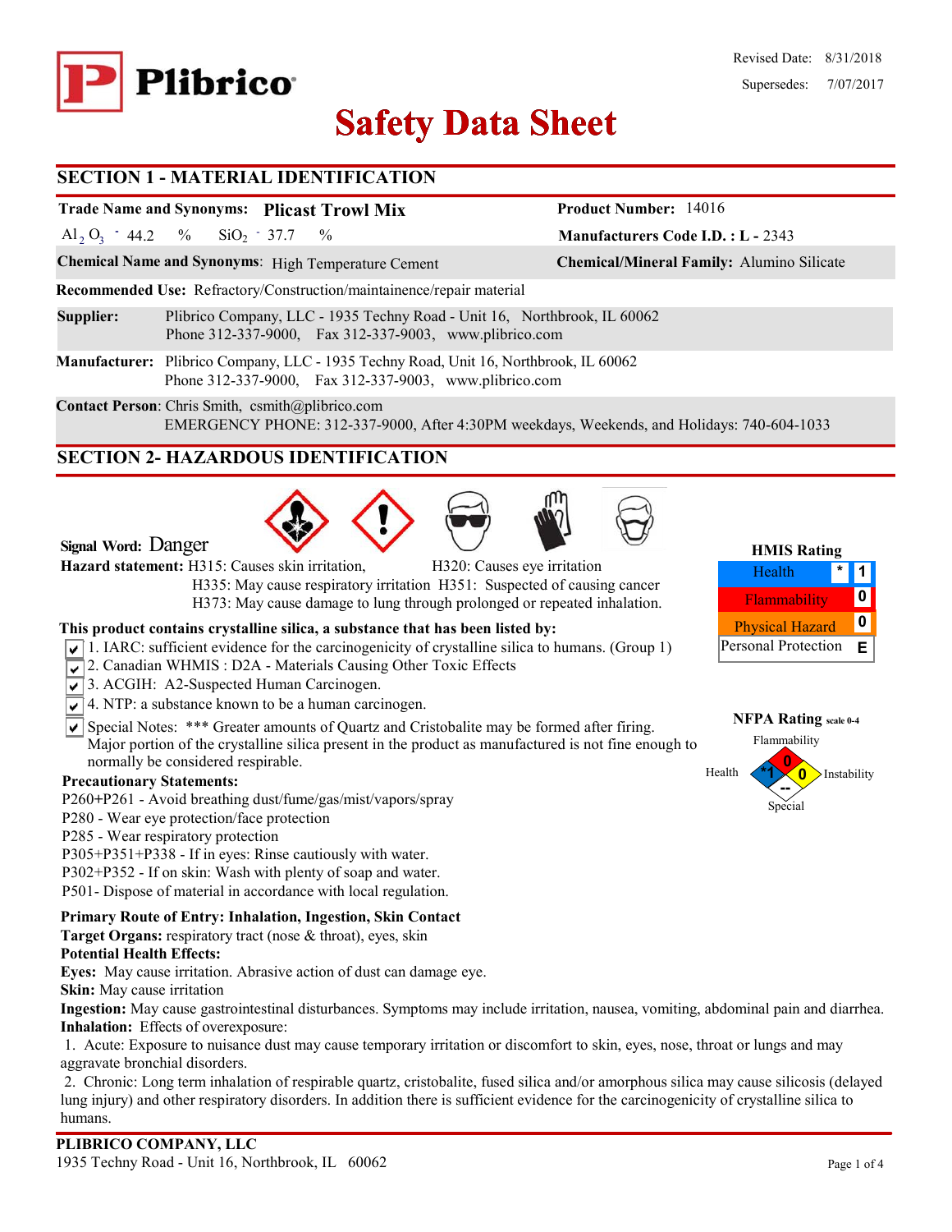Revised Date: 8/31/2018

Supersedes: 7/07/2017

**Plibrico**

# Safety Data Sheet

## SECTION 1 - MATERIAL IDENTIFICATION

**Trade Name and Synonyms:** **Plicast Trowl Mix**

**Product Number:** 14016

$Al_2O_3$ - 44.2 % $SiO_2$ - 37.7 %

**Manufacturers Code I.D. : L -** 2343

**Chemical Name and Synonyms**: High Temperature Cement

**Chemical/Mineral Family:** Alumino Silicate

**Recommended Use:** Refractory/Construction/maintainence/repair material

**Supplier:** Plibrico Company, LLC - 1935 Techny Road - Unit 16, Northbrook, IL 60062
Phone 312-337-9000, Fax 312-337-9003, www.plibrico.com

**Manufacturer:** Plibrico Company, LLC - 1935 Techny Road, Unit 16, Northbrook, IL 60062
Phone 312-337-9000, Fax 312-337-9003, www.plibrico.com

**Contact Person**: Chris Smith, csmith@plibrico.com
EMERGENCY PHONE: 312-337-9000, After 4:30PM weekdays, Weekends, and Holidays: 740-604-1033

## SECTION 2- HAZARDOUS IDENTIFICATION

**Signal Word:** Danger

**Hazard statement:** H315: Causes skin irritation, H320: Causes eye irritation
H335: May cause respiratory irritation H351: Suspected of causing cancer
H373: May cause damage to lung through prolonged or repeated inhalation.

**HMIS Rating**

| | | |
|---|---|---|
| Health | * | 1 |
| Flammability | | 0 |
| Physical Hazard | | 0 |
| Personal Protection | | E |

**This product contains crystalline silica, a substance that has been listed by:**

- ☑ 1. IARC: sufficient evidence for the carcinogenicity of crystalline silica to humans. (Group 1)
- ☑ 2. Canadian WHMIS : D2A - Materials Causing Other Toxic Effects
- ☑ 3. ACGIH: A2-Suspected Human Carcinogen.
- ☑ 4. NTP: a substance known to be a human carcinogen.
- ☑ Special Notes: *** Greater amounts of Quartz and Cristobalite may be formed after firing. Major portion of the crystalline silica present in the product as manufactured is not fine enough to normally be considered respirable.

**NFPA Rating** scale 0-4

Flammability: 0; Health: *1; Instability: 0; Special: --

**Precautionary Statements:**

P260+P261 - Avoid breathing dust/fume/gas/mist/vapors/spray
P280 - Wear eye protection/face protection
P285 - Wear respiratory protection
P305+P351+P338 - If in eyes: Rinse cautiously with water.
P302+P352 - If on skin: Wash with plenty of soap and water.
P501- Dispose of material in accordance with local regulation.

**Primary Route of Entry: Inhalation, Ingestion, Skin Contact**
**Target Organs:** respiratory tract (nose & throat), eyes, skin
**Potential Health Effects:**
**Eyes:** May cause irritation. Abrasive action of dust can damage eye.
**Skin:** May cause irritation
**Ingestion:** May cause gastrointestinal disturbances. Symptoms may include irritation, nausea, vomiting, abdominal pain and diarrhea.
**Inhalation:** Effects of overexposure:

1. Acute: Exposure to nuisance dust may cause temporary irritation or discomfort to skin, eyes, nose, throat or lungs and may aggravate bronchial disorders.
2. Chronic: Long term inhalation of respirable quartz, cristobalite, fused silica and/or amorphous silica may cause silicosis (delayed lung injury) and other respiratory disorders. In addition there is sufficient evidence for the carcinogenicity of crystalline silica to humans.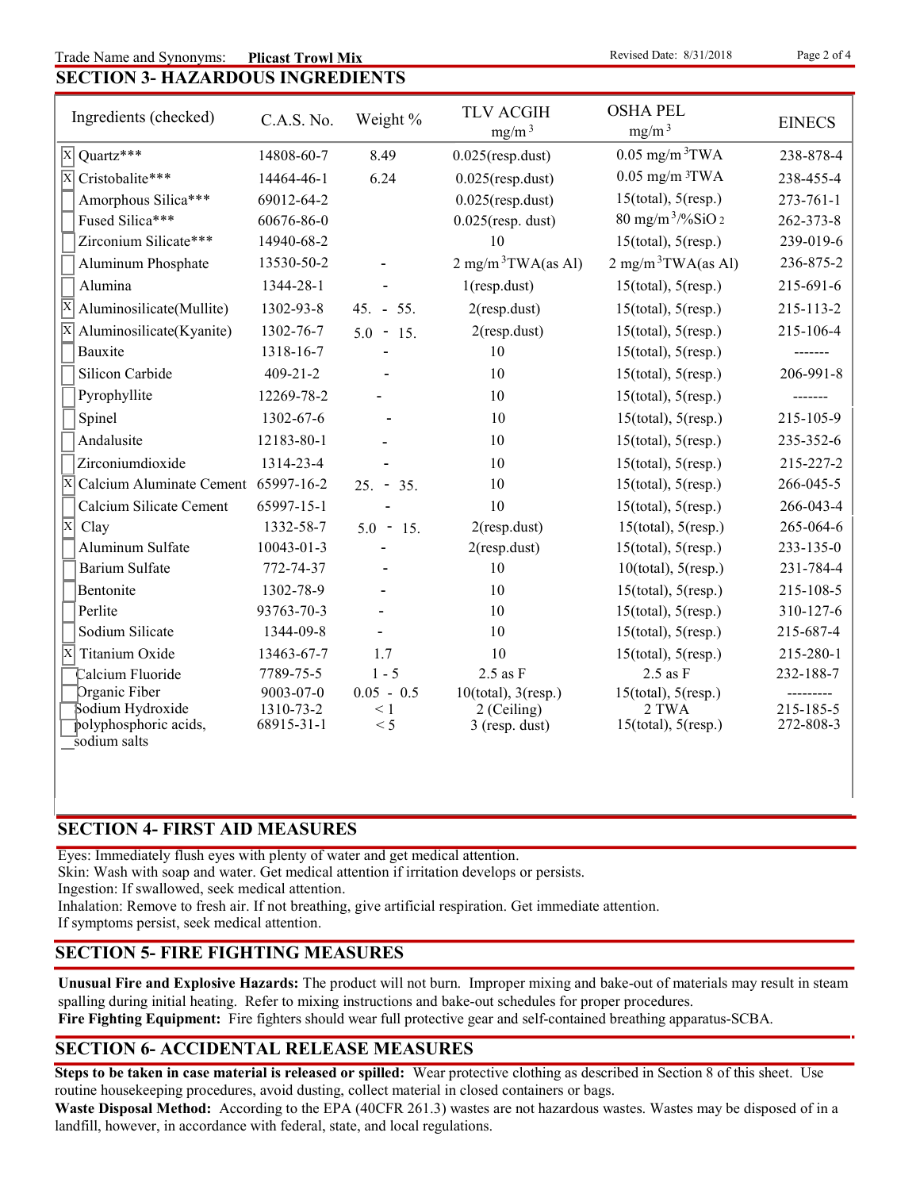## SECTION 3- HAZARDOUS INGREDIENTS

| Ingredients (checked) | C.A.S. No. | Weight % | TLV ACGIH $mg/m^3$ | OSHA PEL $mg/m^3$ | EINECS |
|---|---|---|---|---|---|
| [X] Quartz*** | 14808-60-7 | 8.49 | 0.025(resp.dust) | 0.05 $mg/m^3$TWA | 238-878-4 |
| [X] Cristobalite*** | 14464-46-1 | 6.24 | 0.025(resp.dust) | 0.05 $mg/m^3$TWA | 238-455-4 |
| [ ] Amorphous Silica*** | 69012-64-2 | | 0.025(resp.dust) | 15(total), 5(resp.) | 273-761-1 |
| [ ] Fused Silica*** | 60676-86-0 | | 0.025(resp. dust) | 80 $mg/m^3$/%$SiO_2$ | 262-373-8 |
| [ ] Zirconium Silicate*** | 14940-68-2 | | 10 | 15(total), 5(resp.) | 239-019-6 |
| [ ] Aluminum Phosphate | 13530-50-2 | - | 2 $mg/m^3$TWA(as Al) | 2 $mg/m^3$TWA(as Al) | 236-875-2 |
| [ ] Alumina | 1344-28-1 | - | 1(resp.dust) | 15(total), 5(resp.) | 215-691-6 |
| [X] Aluminosilicate(Mullite) | 1302-93-8 | 45. - 55. | 2(resp.dust) | 15(total), 5(resp.) | 215-113-2 |
| [X] Aluminosilicate(Kyanite) | 1302-76-7 | 5.0 - 15. | 2(resp.dust) | 15(total), 5(resp.) | 215-106-4 |
| [ ] Bauxite | 1318-16-7 | - | 10 | 15(total), 5(resp.) | ------- |
| [ ] Silicon Carbide | 409-21-2 | - | 10 | 15(total), 5(resp.) | 206-991-8 |
| [ ] Pyrophyllite | 12269-78-2 | - | 10 | 15(total), 5(resp.) | ------- |
| [ ] Spinel | 1302-67-6 | - | 10 | 15(total), 5(resp.) | 215-105-9 |
| [ ] Andalusite | 12183-80-1 | - | 10 | 15(total), 5(resp.) | 235-352-6 |
| [ ] Zirconiumdioxide | 1314-23-4 | - | 10 | 15(total), 5(resp.) | 215-227-2 |
| [X] Calcium Aluminate Cement | 65997-16-2 | 25. - 35. | 10 | 15(total), 5(resp.) | 266-045-5 |
| [ ] Calcium Silicate Cement | 65997-15-1 | - | 10 | 15(total), 5(resp.) | 266-043-4 |
| [X] Clay | 1332-58-7 | 5.0 - 15. | 2(resp.dust) | 15(total), 5(resp.) | 265-064-6 |
| [ ] Aluminum Sulfate | 10043-01-3 | - | 2(resp.dust) | 15(total), 5(resp.) | 233-135-0 |
| [ ] Barium Sulfate | 772-74-37 | - | 10 | 10(total), 5(resp.) | 231-784-4 |
| [ ] Bentonite | 1302-78-9 | - | 10 | 15(total), 5(resp.) | 215-108-5 |
| [ ] Perlite | 93763-70-3 | - | 10 | 15(total), 5(resp.) | 310-127-6 |
| [ ] Sodium Silicate | 1344-09-8 | - | 10 | 15(total), 5(resp.) | 215-687-4 |
| [X] Titanium Oxide | 13463-67-7 | 1.7 | 10 | 15(total), 5(resp.) | 215-280-1 |
| [ ] Calcium Fluoride | 7789-75-5 | 1 - 5 | 2.5 as F | 2.5 as F | 232-188-7 |
| [ ] Organic Fiber | 9003-07-0 | 0.05 - 0.5 | 10(total), 3(resp.) | 15(total), 5(resp.) | --------- |
| [ ] Sodium Hydroxide | 1310-73-2 | < 1 | 2 (Ceiling) | 2 TWA | 215-185-5 |
| [ ] polyphosphoric acids, sodium salts | 68915-31-1 | < 5 | 3 (resp. dust) | 15(total), 5(resp.) | 272-808-3 |

## SECTION 4- FIRST AID MEASURES

Eyes: Immediately flush eyes with plenty of water and get medical attention.
Skin: Wash with soap and water. Get medical attention if irritation develops or persists.
Ingestion: If swallowed, seek medical attention.
Inhalation: Remove to fresh air. If not breathing, give artificial respiration. Get immediate attention.
If symptoms persist, seek medical attention.

## SECTION 5- FIRE FIGHTING MEASURES

**Unusual Fire and Explosive Hazards:** The product will not burn. Improper mixing and bake-out of materials may result in steam spalling during initial heating. Refer to mixing instructions and bake-out schedules for proper procedures.
**Fire Fighting Equipment:** Fire fighters should wear full protective gear and self-contained breathing apparatus-SCBA.

## SECTION 6- ACCIDENTAL RELEASE MEASURES

**Steps to be taken in case material is released or spilled:** Wear protective clothing as described in Section 8 of this sheet. Use routine housekeeping procedures, avoid dusting, collect material in closed containers or bags.
**Waste Disposal Method:** According to the EPA (40CFR 261.3) wastes are not hazardous wastes. Wastes may be disposed of in a landfill, however, in accordance with federal, state, and local regulations.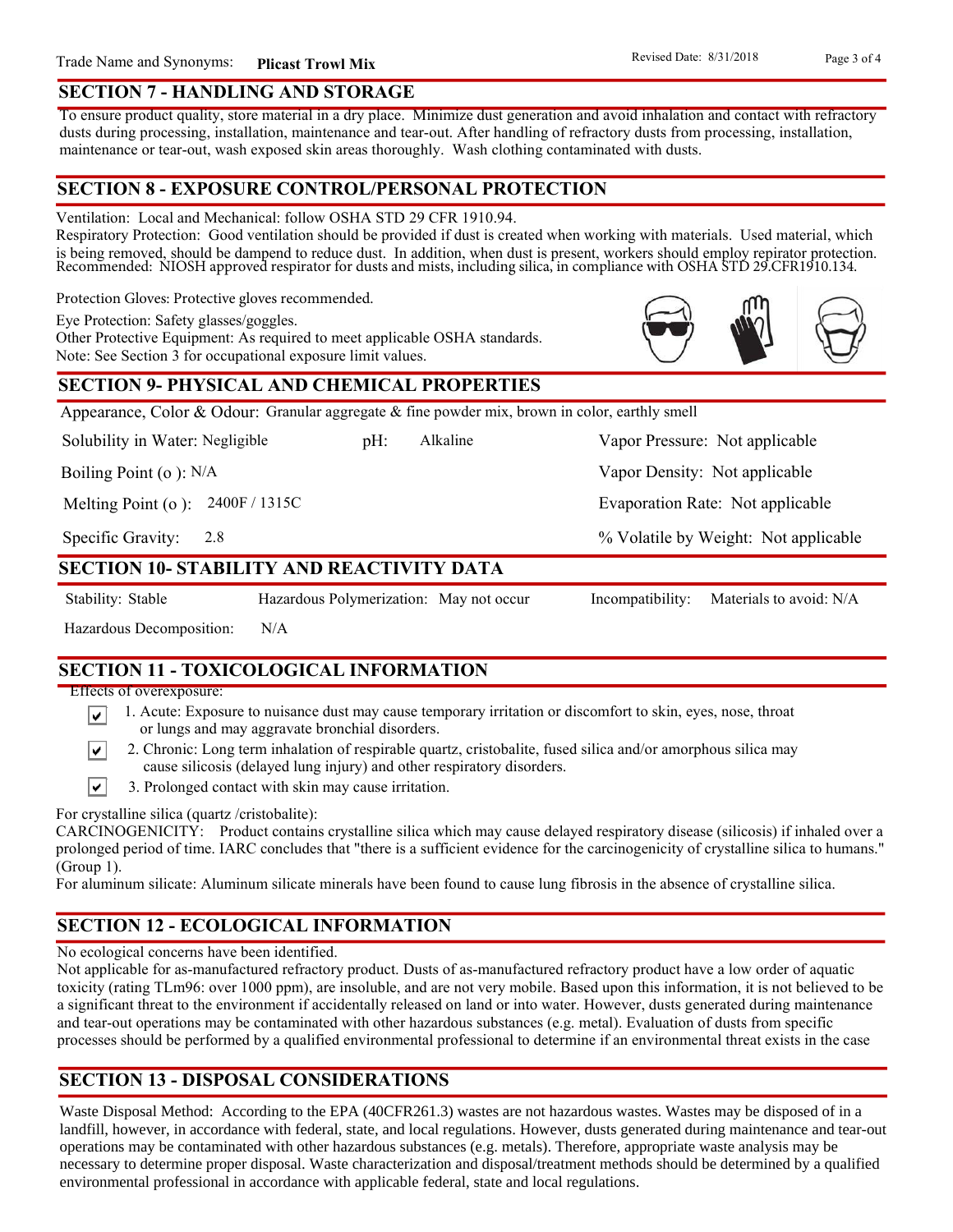Trade Name and Synonyms: **Plicast Trowl Mix**

Revised Date: 8/31/2018

## SECTION 7 - HANDLING AND STORAGE

To ensure product quality, store material in a dry place. Minimize dust generation and avoid inhalation and contact with refractory dusts during processing, installation, maintenance and tear-out. After handling of refractory dusts from processing, installation, maintenance or tear-out, wash exposed skin areas thoroughly. Wash clothing contaminated with dusts.

## SECTION 8 - EXPOSURE CONTROL/PERSONAL PROTECTION

Ventilation: Local and Mechanical: follow OSHA STD 29 CFR 1910.94.
Respiratory Protection: Good ventilation should be provided if dust is created when working with materials. Used material, which is being removed, should be dampend to reduce dust. In addition, when dust is present, workers should employ repirator protection. Recommended: NIOSH approved respirator for dusts and mists, including silica, in compliance with OSHA STD 29.CFR1910.134.

Protection Gloves: Protective gloves recommended.

Eye Protection: Safety glasses/goggles.
Other Protective Equipment: As required to meet applicable OSHA standards.
Note: See Section 3 for occupational exposure limit values.

## SECTION 9- PHYSICAL AND CHEMICAL PROPERTIES

Appearance, Color & Odour: Granular aggregate & fine powder mix, brown in color, earthly smell

Solubility in Water: Negligible

pH: Alkaline

Vapor Pressure: Not applicable

Boiling Point (o ): N/A

Vapor Density: Not applicable

Melting Point (o ): 2400F / 1315C

Evaporation Rate: Not applicable

Specific Gravity: 2.8

% Volatile by Weight: Not applicable

## SECTION 10- STABILITY AND REACTIVITY DATA

Stability: Stable

Hazardous Polymerization: May not occur

Incompatibility: Materials to avoid: N/A

Hazardous Decomposition: N/A

## SECTION 11 - TOXICOLOGICAL INFORMATION

Effects of overexposure:

- ☑ 1. Acute: Exposure to nuisance dust may cause temporary irritation or discomfort to skin, eyes, nose, throat or lungs and may aggravate bronchial disorders.
- ☑ 2. Chronic: Long term inhalation of respirable quartz, cristobalite, fused silica and/or amorphous silica may cause silicosis (delayed lung injury) and other respiratory disorders.
- ☑ 3. Prolonged contact with skin may cause irritation.

For crystalline silica (quartz /cristobalite):
CARCINOGENICITY: Product contains crystalline silica which may cause delayed respiratory disease (silicosis) if inhaled over a prolonged period of time. IARC concludes that "there is a sufficient evidence for the carcinogenicity of crystalline silica to humans." (Group 1).
For aluminum silicate: Aluminum silicate minerals have been found to cause lung fibrosis in the absence of crystalline silica.

## SECTION 12 - ECOLOGICAL INFORMATION

No ecological concerns have been identified.
Not applicable for as-manufactured refractory product. Dusts of as-manufactured refractory product have a low order of aquatic toxicity (rating TLm96: over 1000 ppm), are insoluble, and are not very mobile. Based upon this information, it is not believed to be a significant threat to the environment if accidentally released on land or into water. However, dusts generated during maintenance and tear-out operations may be contaminated with other hazardous substances (e.g. metal). Evaluation of dusts from specific processes should be performed by a qualified environmental professional to determine if an environmental threat exists in the case

## SECTION 13 - DISPOSAL CONSIDERATIONS

Waste Disposal Method: According to the EPA (40CFR261.3) wastes are not hazardous wastes. Wastes may be disposed of in a landfill, however, in accordance with federal, state, and local regulations. However, dusts generated during maintenance and tear-out operations may be contaminated with other hazardous substances (e.g. metals). Therefore, appropriate waste analysis may be necessary to determine proper disposal. Waste characterization and disposal/treatment methods should be determined by a qualified environmental professional in accordance with applicable federal, state and local regulations.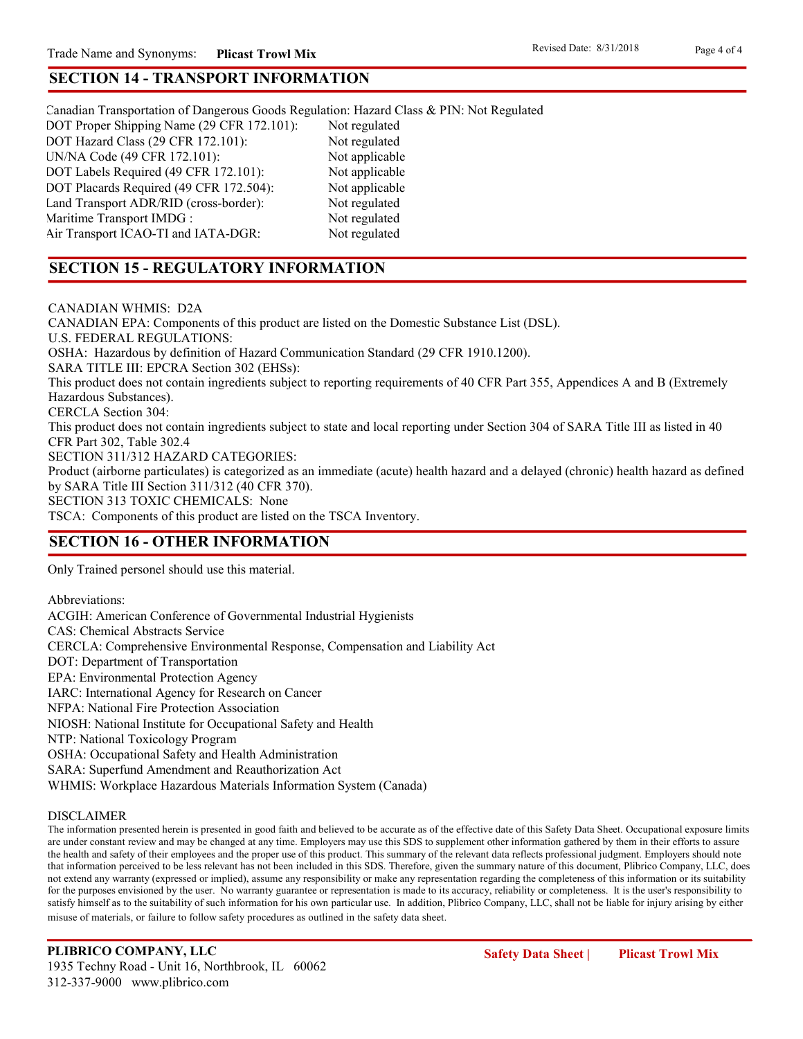## SECTION 14 - TRANSPORT INFORMATION

Canadian Transportation of Dangerous Goods Regulation: Hazard Class & PIN: Not Regulated

| | |
|---|---|
| DOT Proper Shipping Name (29 CFR 172.101): | Not regulated |
| DOT Hazard Class (29 CFR 172.101): | Not regulated |
| UN/NA Code (49 CFR 172.101): | Not applicable |
| DOT Labels Required (49 CFR 172.101): | Not applicable |
| DOT Placards Required (49 CFR 172.504): | Not applicable |
| Land Transport ADR/RID (cross-border): | Not regulated |
| Maritime Transport IMDG : | Not regulated |
| Air Transport ICAO-TI and IATA-DGR: | Not regulated |

## SECTION 15 - REGULATORY INFORMATION

CANADIAN WHMIS: D2A

CANADIAN EPA: Components of this product are listed on the Domestic Substance List (DSL).

U.S. FEDERAL REGULATIONS:

OSHA: Hazardous by definition of Hazard Communication Standard (29 CFR 1910.1200).

SARA TITLE III: EPCRA Section 302 (EHSs):

This product does not contain ingredients subject to reporting requirements of 40 CFR Part 355, Appendices A and B (Extremely Hazardous Substances).

CERCLA Section 304:

This product does not contain ingredients subject to state and local reporting under Section 304 of SARA Title III as listed in 40 CFR Part 302, Table 302.4

SECTION 311/312 HAZARD CATEGORIES:

Product (airborne particulates) is categorized as an immediate (acute) health hazard and a delayed (chronic) health hazard as defined by SARA Title III Section 311/312 (40 CFR 370).

SECTION 313 TOXIC CHEMICALS: None

TSCA: Components of this product are listed on the TSCA Inventory.

## SECTION 16 - OTHER INFORMATION

Only Trained personel should use this material.

Abbreviations:

ACGIH: American Conference of Governmental Industrial Hygienists
CAS: Chemical Abstracts Service
CERCLA: Comprehensive Environmental Response, Compensation and Liability Act
DOT: Department of Transportation
EPA: Environmental Protection Agency
IARC: International Agency for Research on Cancer
NFPA: National Fire Protection Association
NIOSH: National Institute for Occupational Safety and Health
NTP: National Toxicology Program
OSHA: Occupational Safety and Health Administration
SARA: Superfund Amendment and Reauthorization Act
WHMIS: Workplace Hazardous Materials Information System (Canada)

DISCLAIMER

The information presented herein is presented in good faith and believed to be accurate as of the effective date of this Safety Data Sheet. Occupational exposure limits are under constant review and may be changed at any time. Employers may use this SDS to supplement other information gathered by them in their efforts to assure the health and safety of their employees and the proper use of this product. This summary of the relevant data reflects professional judgment. Employers should note that information perceived to be less relevant has not been included in this SDS. Therefore, given the summary nature of this document, Plibrico Company, LLC, does not extend any warranty (expressed or implied), assume any responsibility or make any representation regarding the completeness of this information or its suitability for the purposes envisioned by the user. No warranty guarantee or representation is made to its accuracy, reliability or completeness. It is the user's responsibility to satisfy himself as to the suitability of such information for his own particular use. In addition, Plibrico Company, LLC, shall not be liable for injury arising by either misuse of materials, or failure to follow safety procedures as outlined in the safety data sheet.

**PLIBRICO COMPANY, LLC**
1935 Techny Road - Unit 16, Northbrook, IL 60062
312-337-9000 www.plibrico.com